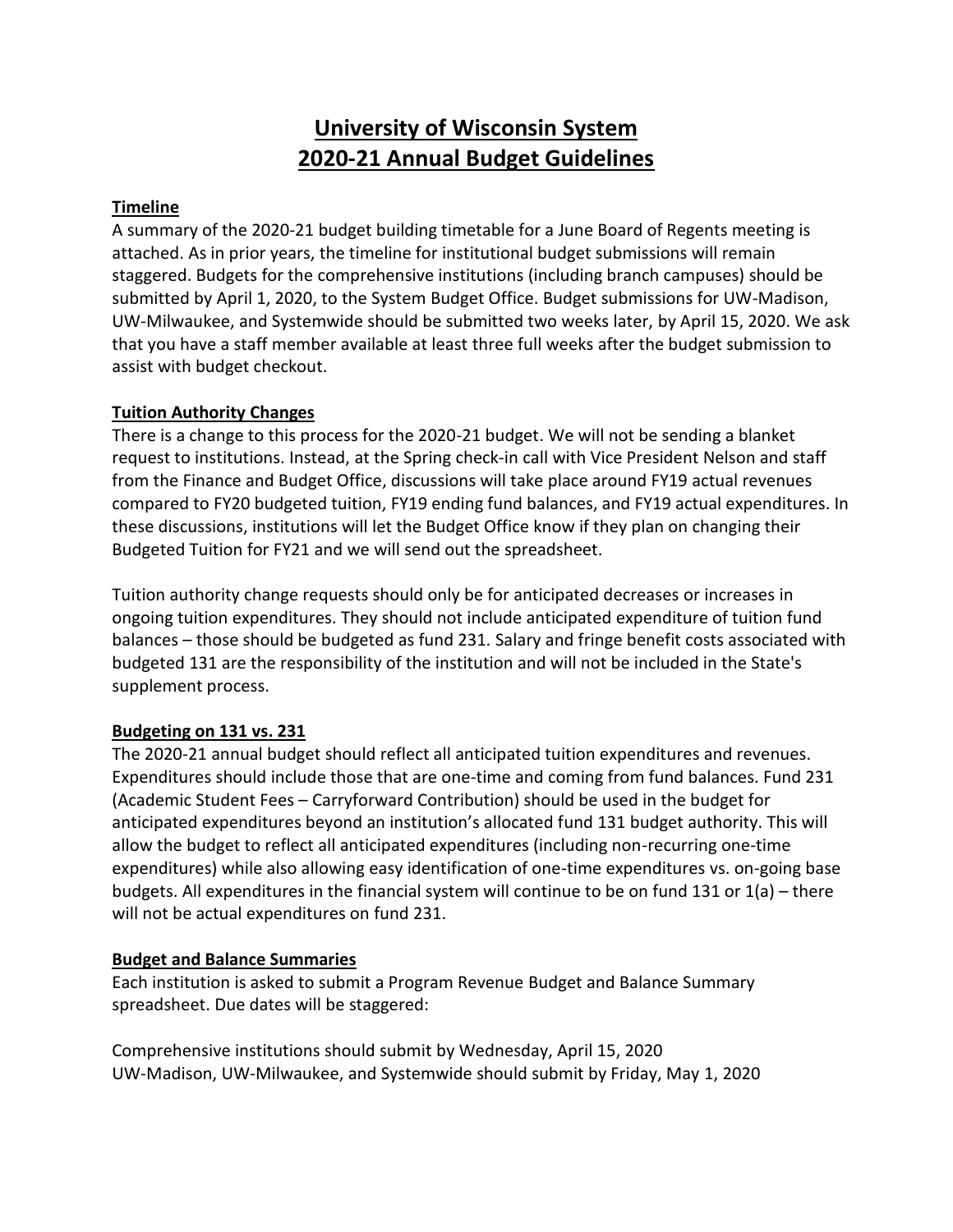# University of Wisconsin System
# 2020-21 Annual Budget Guidelines

## Timeline

A summary of the 2020-21 budget building timetable for a June Board of Regents meeting is attached. As in prior years, the timeline for institutional budget submissions will remain staggered. Budgets for the comprehensive institutions (including branch campuses) should be submitted by April 1, 2020, to the System Budget Office. Budget submissions for UW-Madison, UW-Milwaukee, and Systemwide should be submitted two weeks later, by April 15, 2020. We ask that you have a staff member available at least three full weeks after the budget submission to assist with budget checkout.

## Tuition Authority Changes

There is a change to this process for the 2020-21 budget. We will not be sending a blanket request to institutions. Instead, at the Spring check-in call with Vice President Nelson and staff from the Finance and Budget Office, discussions will take place around FY19 actual revenues compared to FY20 budgeted tuition, FY19 ending fund balances, and FY19 actual expenditures. In these discussions, institutions will let the Budget Office know if they plan on changing their Budgeted Tuition for FY21 and we will send out the spreadsheet.

Tuition authority change requests should only be for anticipated decreases or increases in ongoing tuition expenditures. They should not include anticipated expenditure of tuition fund balances – those should be budgeted as fund 231. Salary and fringe benefit costs associated with budgeted 131 are the responsibility of the institution and will not be included in the State's supplement process.

## Budgeting on 131 vs. 231

The 2020-21 annual budget should reflect all anticipated tuition expenditures and revenues. Expenditures should include those that are one-time and coming from fund balances. Fund 231 (Academic Student Fees – Carryforward Contribution) should be used in the budget for anticipated expenditures beyond an institution's allocated fund 131 budget authority. This will allow the budget to reflect all anticipated expenditures (including non-recurring one-time expenditures) while also allowing easy identification of one-time expenditures vs. on-going base budgets. All expenditures in the financial system will continue to be on fund 131 or 1(a) – there will not be actual expenditures on fund 231.

## Budget and Balance Summaries

Each institution is asked to submit a Program Revenue Budget and Balance Summary spreadsheet. Due dates will be staggered:

Comprehensive institutions should submit by Wednesday, April 15, 2020
UW-Madison, UW-Milwaukee, and Systemwide should submit by Friday, May 1, 2020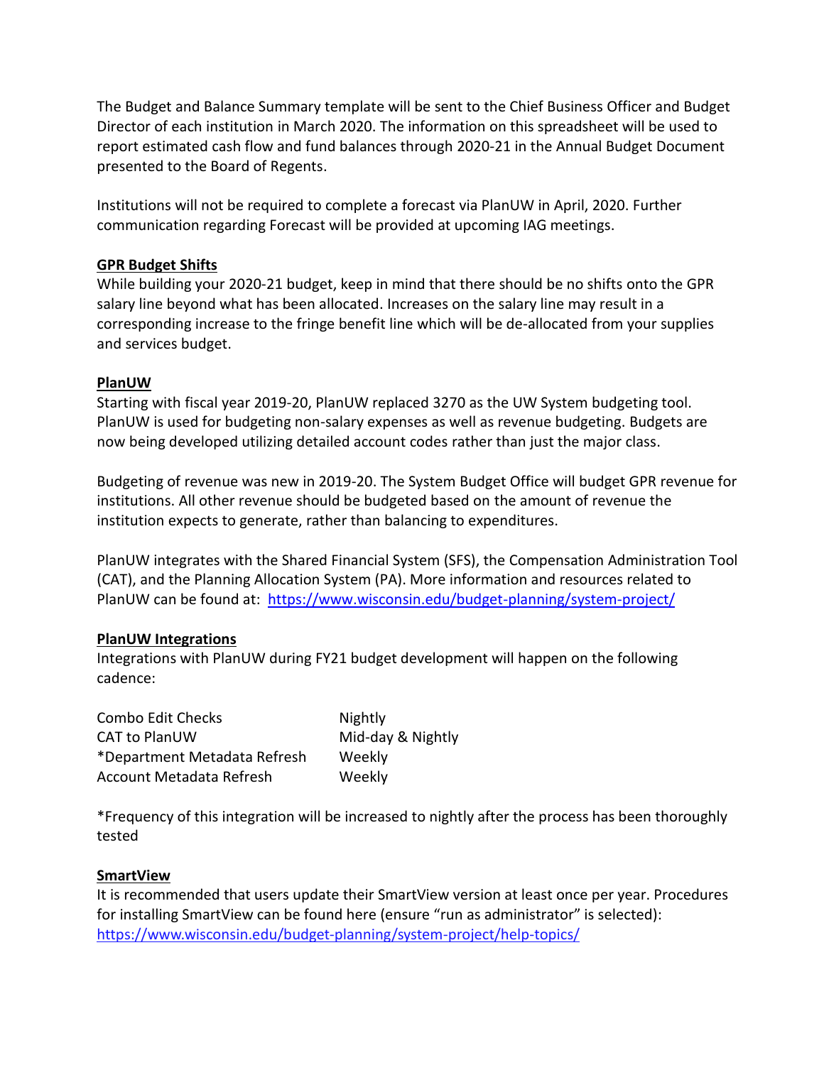The Budget and Balance Summary template will be sent to the Chief Business Officer and Budget Director of each institution in March 2020. The information on this spreadsheet will be used to report estimated cash flow and fund balances through 2020-21 in the Annual Budget Document presented to the Board of Regents.

Institutions will not be required to complete a forecast via PlanUW in April, 2020. Further communication regarding Forecast will be provided at upcoming IAG meetings.

## GPR Budget Shifts

While building your 2020-21 budget, keep in mind that there should be no shifts onto the GPR salary line beyond what has been allocated. Increases on the salary line may result in a corresponding increase to the fringe benefit line which will be de-allocated from your supplies and services budget.

## PlanUW

Starting with fiscal year 2019-20, PlanUW replaced 3270 as the UW System budgeting tool. PlanUW is used for budgeting non-salary expenses as well as revenue budgeting. Budgets are now being developed utilizing detailed account codes rather than just the major class.

Budgeting of revenue was new in 2019-20. The System Budget Office will budget GPR revenue for institutions. All other revenue should be budgeted based on the amount of revenue the institution expects to generate, rather than balancing to expenditures.

PlanUW integrates with the Shared Financial System (SFS), the Compensation Administration Tool (CAT), and the Planning Allocation System (PA). More information and resources related to PlanUW can be found at: https://www.wisconsin.edu/budget-planning/system-project/

## PlanUW Integrations

Integrations with PlanUW during FY21 budget development will happen on the following cadence:

| | |
|---|---|
| Combo Edit Checks | Nightly |
| CAT to PlanUW | Mid-day & Nightly |
| *Department Metadata Refresh | Weekly |
| Account Metadata Refresh | Weekly |

*Frequency of this integration will be increased to nightly after the process has been thoroughly tested

## SmartView

It is recommended that users update their SmartView version at least once per year. Procedures for installing SmartView can be found here (ensure "run as administrator" is selected): https://www.wisconsin.edu/budget-planning/system-project/help-topics/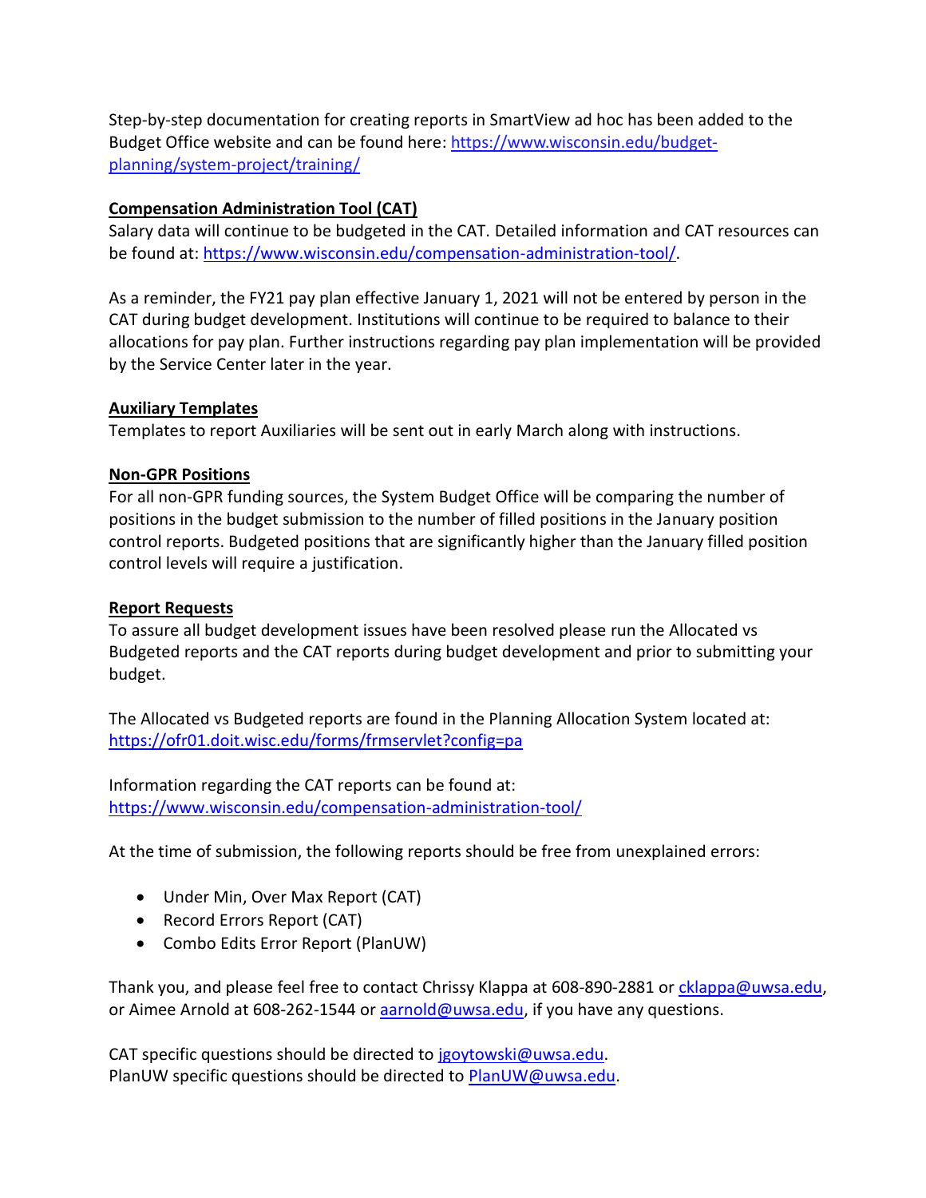Step-by-step documentation for creating reports in SmartView ad hoc has been added to the Budget Office website and can be found here: https://www.wisconsin.edu/budget-planning/system-project/training/

**Compensation Administration Tool (CAT)**

Salary data will continue to be budgeted in the CAT. Detailed information and CAT resources can be found at: https://www.wisconsin.edu/compensation-administration-tool/.

As a reminder, the FY21 pay plan effective January 1, 2021 will not be entered by person in the CAT during budget development. Institutions will continue to be required to balance to their allocations for pay plan. Further instructions regarding pay plan implementation will be provided by the Service Center later in the year.

**Auxiliary Templates**

Templates to report Auxiliaries will be sent out in early March along with instructions.

**Non-GPR Positions**

For all non-GPR funding sources, the System Budget Office will be comparing the number of positions in the budget submission to the number of filled positions in the January position control reports. Budgeted positions that are significantly higher than the January filled position control levels will require a justification.

**Report Requests**

To assure all budget development issues have been resolved please run the Allocated vs Budgeted reports and the CAT reports during budget development and prior to submitting your budget.

The Allocated vs Budgeted reports are found in the Planning Allocation System located at: https://ofr01.doit.wisc.edu/forms/frmservlet?config=pa

Information regarding the CAT reports can be found at: https://www.wisconsin.edu/compensation-administration-tool/

At the time of submission, the following reports should be free from unexplained errors:

- Under Min, Over Max Report (CAT)
- Record Errors Report (CAT)
- Combo Edits Error Report (PlanUW)

Thank you, and please feel free to contact Chrissy Klappa at 608-890-2881 or cklappa@uwsa.edu, or Aimee Arnold at 608-262-1544 or aarnold@uwsa.edu, if you have any questions.

CAT specific questions should be directed to jgoytowski@uwsa.edu.
PlanUW specific questions should be directed to PlanUW@uwsa.edu.